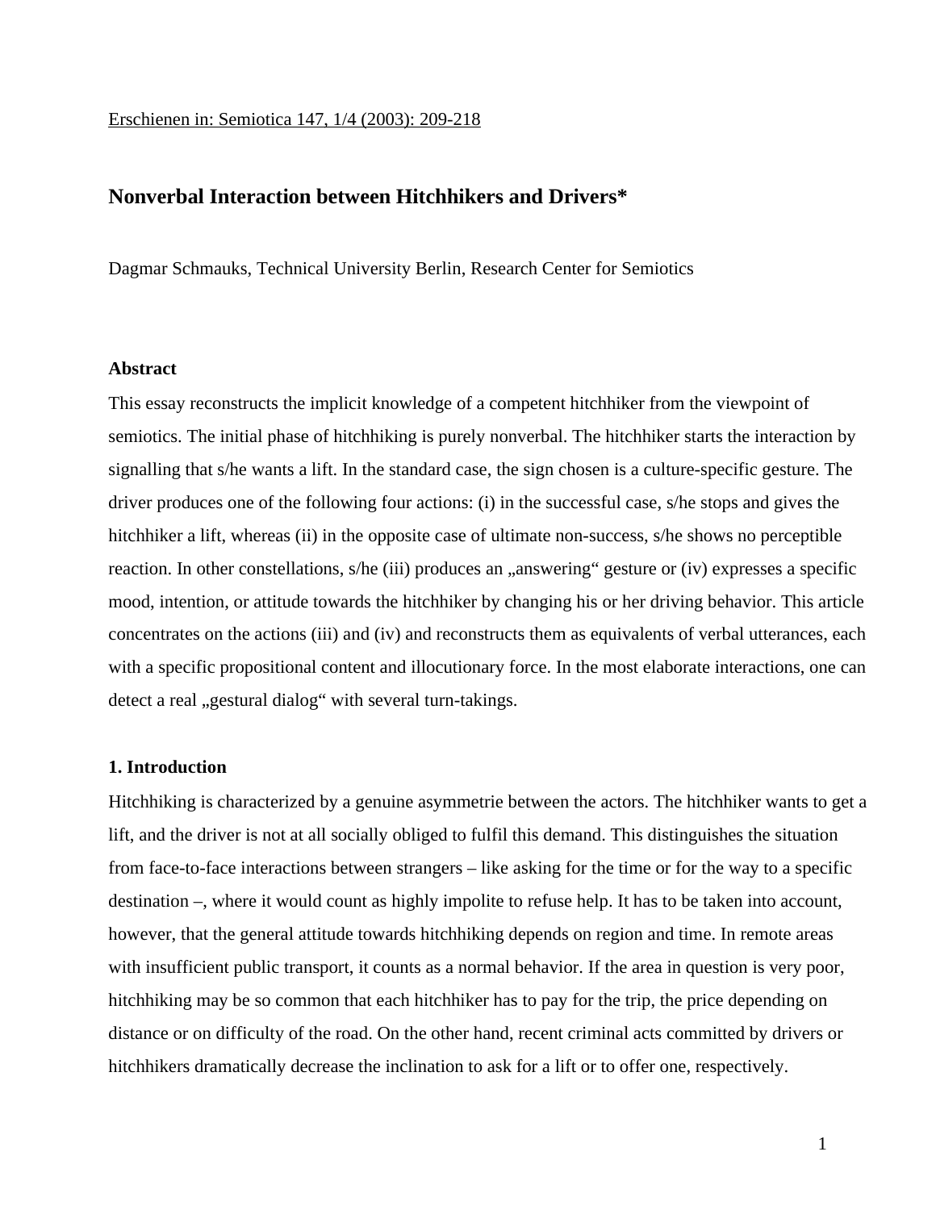Erschienen in: Semiotica 147, 1/4 (2003): 209-218

# Nonverbal Interaction between Hitchhikers and Drivers*

Dagmar Schmauks, Technical University Berlin, Research Center for Semiotics

### Abstract

This essay reconstructs the implicit knowledge of a competent hitchhiker from the viewpoint of semiotics. The initial phase of hitchhiking is purely nonverbal. The hitchhiker starts the interaction by signalling that s/he wants a lift. In the standard case, the sign chosen is a culture-specific gesture. The driver produces one of the following four actions: (i) in the successful case, s/he stops and gives the hitchhiker a lift, whereas (ii) in the opposite case of ultimate non-success, s/he shows no perceptible reaction. In other constellations, s/he (iii) produces an „answering“ gesture or (iv) expresses a specific mood, intention, or attitude towards the hitchhiker by changing his or her driving behavior. This article concentrates on the actions (iii) and (iv) and reconstructs them as equivalents of verbal utterances, each with a specific propositional content and illocutionary force. In the most elaborate interactions, one can detect a real „gestural dialog“ with several turn-takings.

### 1. Introduction

Hitchhiking is characterized by a genuine asymmetrie between the actors. The hitchhiker wants to get a lift, and the driver is not at all socially obliged to fulfil this demand. This distinguishes the situation from face-to-face interactions between strangers – like asking for the time or for the way to a specific destination –, where it would count as highly impolite to refuse help. It has to be taken into account, however, that the general attitude towards hitchhiking depends on region and time. In remote areas with insufficient public transport, it counts as a normal behavior. If the area in question is very poor, hitchhiking may be so common that each hitchhiker has to pay for the trip, the price depending on distance or on difficulty of the road. On the other hand, recent criminal acts committed by drivers or hitchhikers dramatically decrease the inclination to ask for a lift or to offer one, respectively.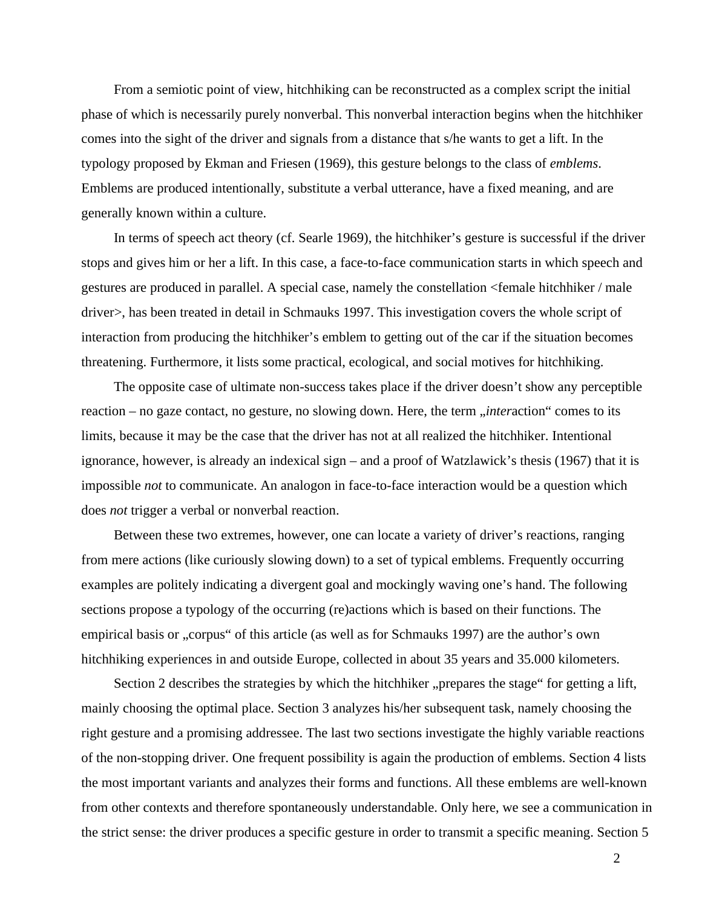From a semiotic point of view, hitchhiking can be reconstructed as a complex script the initial phase of which is necessarily purely nonverbal. This nonverbal interaction begins when the hitchhiker comes into the sight of the driver and signals from a distance that s/he wants to get a lift. In the typology proposed by Ekman and Friesen (1969), this gesture belongs to the class of *emblems*. Emblems are produced intentionally, substitute a verbal utterance, have a fixed meaning, and are generally known within a culture.

In terms of speech act theory (cf. Searle 1969), the hitchhiker's gesture is successful if the driver stops and gives him or her a lift. In this case, a face-to-face communication starts in which speech and gestures are produced in parallel. A special case, namely the constellation <female hitchhiker / male driver>, has been treated in detail in Schmauks 1997. This investigation covers the whole script of interaction from producing the hitchhiker's emblem to getting out of the car if the situation becomes threatening. Furthermore, it lists some practical, ecological, and social motives for hitchhiking.

The opposite case of ultimate non-success takes place if the driver doesn't show any perceptible reaction – no gaze contact, no gesture, no slowing down. Here, the term „*inter*action" comes to its limits, because it may be the case that the driver has not at all realized the hitchhiker. Intentional ignorance, however, is already an indexical sign – and a proof of Watzlawick's thesis (1967) that it is impossible *not* to communicate. An analogon in face-to-face interaction would be a question which does *not* trigger a verbal or nonverbal reaction.

Between these two extremes, however, one can locate a variety of driver's reactions, ranging from mere actions (like curiously slowing down) to a set of typical emblems. Frequently occurring examples are politely indicating a divergent goal and mockingly waving one's hand. The following sections propose a typology of the occurring (re)actions which is based on their functions. The empirical basis or „corpus" of this article (as well as for Schmauks 1997) are the author's own hitchhiking experiences in and outside Europe, collected in about 35 years and 35.000 kilometers.

Section 2 describes the strategies by which the hitchhiker „prepares the stage" for getting a lift, mainly choosing the optimal place. Section 3 analyzes his/her subsequent task, namely choosing the right gesture and a promising addressee. The last two sections investigate the highly variable reactions of the non-stopping driver. One frequent possibility is again the production of emblems. Section 4 lists the most important variants and analyzes their forms and functions. All these emblems are well-known from other contexts and therefore spontaneously understandable. Only here, we see a communication in the strict sense: the driver produces a specific gesture in order to transmit a specific meaning. Section 5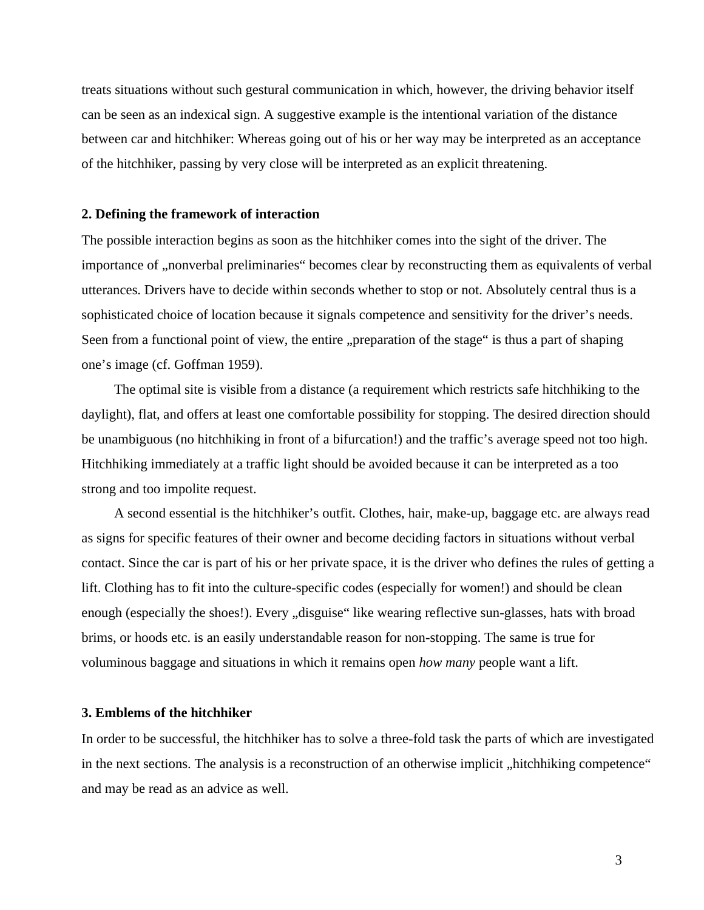treats situations without such gestural communication in which, however, the driving behavior itself can be seen as an indexical sign. A suggestive example is the intentional variation of the distance between car and hitchhiker: Whereas going out of his or her way may be interpreted as an acceptance of the hitchhiker, passing by very close will be interpreted as an explicit threatening.

## 2. Defining the framework of interaction

The possible interaction begins as soon as the hitchhiker comes into the sight of the driver. The importance of „nonverbal preliminaries" becomes clear by reconstructing them as equivalents of verbal utterances. Drivers have to decide within seconds whether to stop or not. Absolutely central thus is a sophisticated choice of location because it signals competence and sensitivity for the driver's needs. Seen from a functional point of view, the entire „preparation of the stage" is thus a part of shaping one's image (cf. Goffman 1959).

The optimal site is visible from a distance (a requirement which restricts safe hitchhiking to the daylight), flat, and offers at least one comfortable possibility for stopping. The desired direction should be unambiguous (no hitchhiking in front of a bifurcation!) and the traffic's average speed not too high. Hitchhiking immediately at a traffic light should be avoided because it can be interpreted as a too strong and too impolite request.

A second essential is the hitchhiker's outfit. Clothes, hair, make-up, baggage etc. are always read as signs for specific features of their owner and become deciding factors in situations without verbal contact. Since the car is part of his or her private space, it is the driver who defines the rules of getting a lift. Clothing has to fit into the culture-specific codes (especially for women!) and should be clean enough (especially the shoes!). Every „disguise" like wearing reflective sun-glasses, hats with broad brims, or hoods etc. is an easily understandable reason for non-stopping. The same is true for voluminous baggage and situations in which it remains open *how many* people want a lift.

## 3. Emblems of the hitchhiker

In order to be successful, the hitchhiker has to solve a three-fold task the parts of which are investigated in the next sections. The analysis is a reconstruction of an otherwise implicit „hitchhiking competence" and may be read as an advice as well.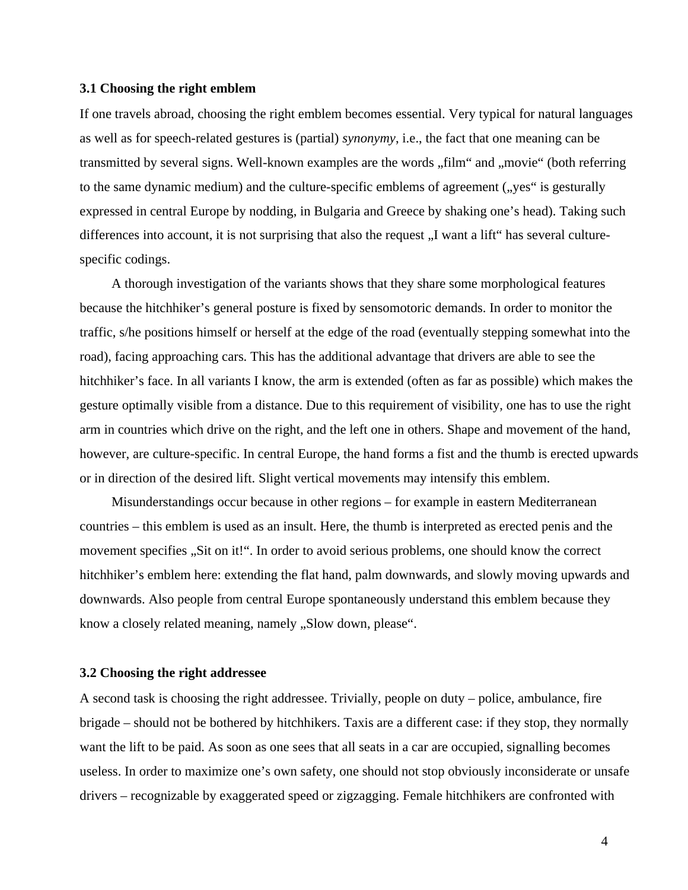### 3.1 Choosing the right emblem

If one travels abroad, choosing the right emblem becomes essential. Very typical for natural languages as well as for speech-related gestures is (partial) *synonymy*, i.e., the fact that one meaning can be transmitted by several signs. Well-known examples are the words „film" and „movie" (both referring to the same dynamic medium) and the culture-specific emblems of agreement („yes" is gesturally expressed in central Europe by nodding, in Bulgaria and Greece by shaking one's head). Taking such differences into account, it is not surprising that also the request „I want a lift" has several culture-specific codings.

A thorough investigation of the variants shows that they share some morphological features because the hitchhiker's general posture is fixed by sensomotoric demands. In order to monitor the traffic, s/he positions himself or herself at the edge of the road (eventually stepping somewhat into the road), facing approaching cars. This has the additional advantage that drivers are able to see the hitchhiker's face. In all variants I know, the arm is extended (often as far as possible) which makes the gesture optimally visible from a distance. Due to this requirement of visibility, one has to use the right arm in countries which drive on the right, and the left one in others. Shape and movement of the hand, however, are culture-specific. In central Europe, the hand forms a fist and the thumb is erected upwards or in direction of the desired lift. Slight vertical movements may intensify this emblem.

Misunderstandings occur because in other regions – for example in eastern Mediterranean countries – this emblem is used as an insult. Here, the thumb is interpreted as erected penis and the movement specifies „Sit on it!". In order to avoid serious problems, one should know the correct hitchhiker's emblem here: extending the flat hand, palm downwards, and slowly moving upwards and downwards. Also people from central Europe spontaneously understand this emblem because they know a closely related meaning, namely „Slow down, please".

### 3.2 Choosing the right addressee

A second task is choosing the right addressee. Trivially, people on duty – police, ambulance, fire brigade – should not be bothered by hitchhikers. Taxis are a different case: if they stop, they normally want the lift to be paid. As soon as one sees that all seats in a car are occupied, signalling becomes useless. In order to maximize one's own safety, one should not stop obviously inconsiderate or unsafe drivers – recognizable by exaggerated speed or zigzagging. Female hitchhikers are confronted with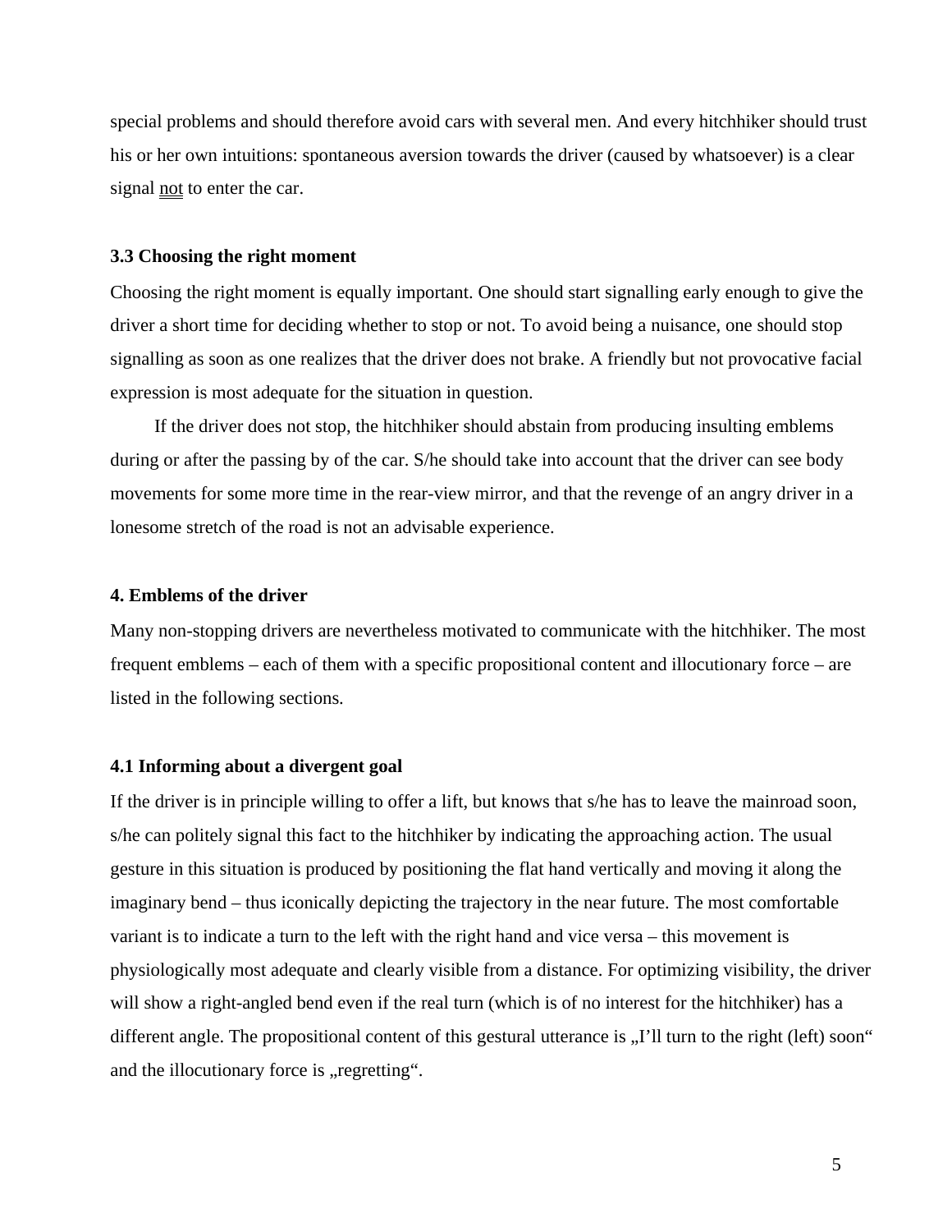special problems and should therefore avoid cars with several men. And every hitchhiker should trust his or her own intuitions: spontaneous aversion towards the driver (caused by whatsoever) is a clear signal <u>not</u> to enter the car.

### 3.3 Choosing the right moment

Choosing the right moment is equally important. One should start signalling early enough to give the driver a short time for deciding whether to stop or not. To avoid being a nuisance, one should stop signalling as soon as one realizes that the driver does not brake. A friendly but not provocative facial expression is most adequate for the situation in question.

If the driver does not stop, the hitchhiker should abstain from producing insulting emblems during or after the passing by of the car. S/he should take into account that the driver can see body movements for some more time in the rear-view mirror, and that the revenge of an angry driver in a lonesome stretch of the road is not an advisable experience.

## 4. Emblems of the driver

Many non-stopping drivers are nevertheless motivated to communicate with the hitchhiker. The most frequent emblems – each of them with a specific propositional content and illocutionary force – are listed in the following sections.

### 4.1 Informing about a divergent goal

If the driver is in principle willing to offer a lift, but knows that s/he has to leave the mainroad soon, s/he can politely signal this fact to the hitchhiker by indicating the approaching action. The usual gesture in this situation is produced by positioning the flat hand vertically and moving it along the imaginary bend – thus iconically depicting the trajectory in the near future. The most comfortable variant is to indicate a turn to the left with the right hand and vice versa – this movement is physiologically most adequate and clearly visible from a distance. For optimizing visibility, the driver will show a right-angled bend even if the real turn (which is of no interest for the hitchhiker) has a different angle. The propositional content of this gestural utterance is „I'll turn to the right (left) soon" and the illocutionary force is „regretting".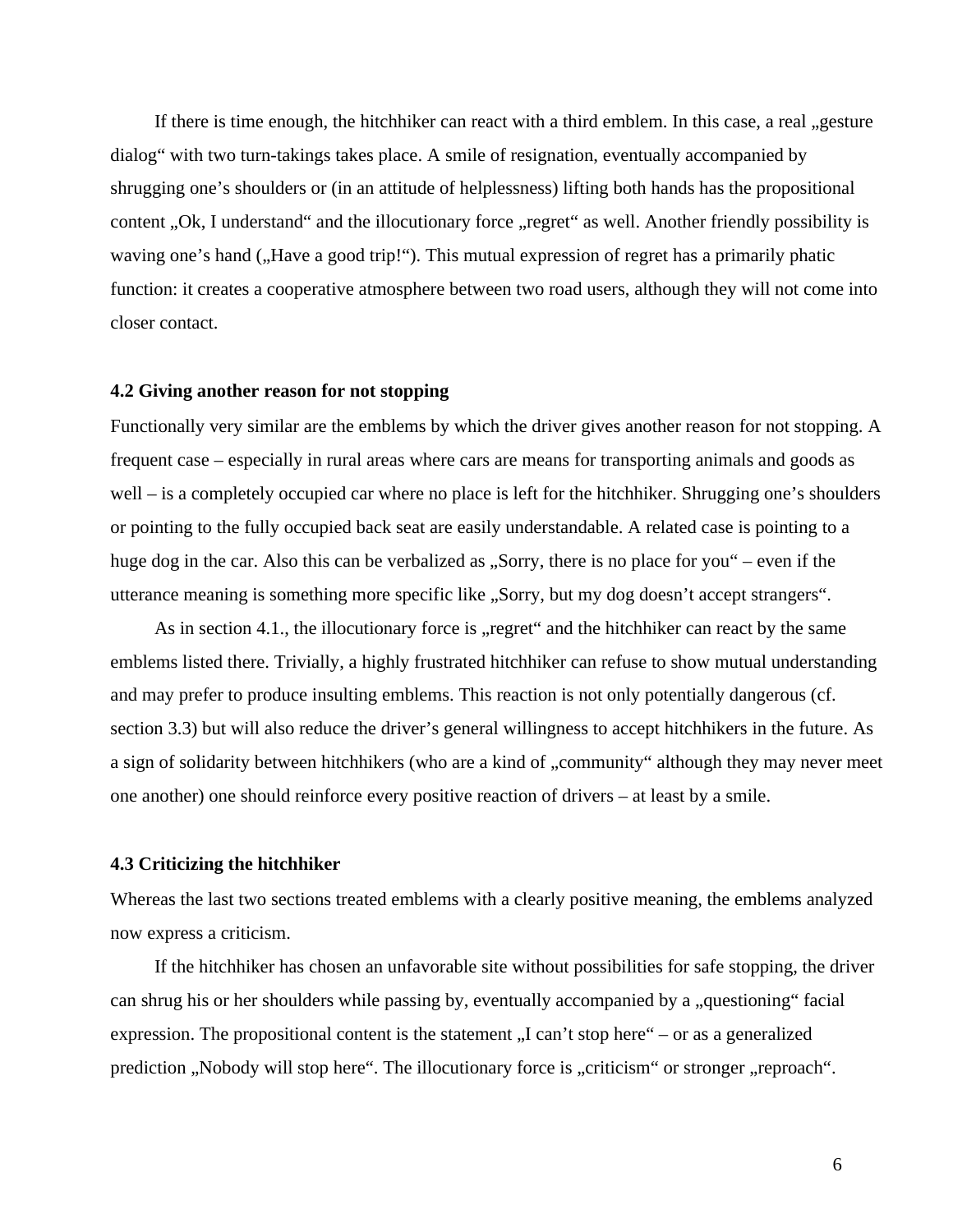If there is time enough, the hitchhiker can react with a third emblem. In this case, a real „gesture dialog“ with two turn-takings takes place. A smile of resignation, eventually accompanied by shrugging one’s shoulders or (in an attitude of helplessness) lifting both hands has the propositional content „Ok, I understand“ and the illocutionary force „regret“ as well. Another friendly possibility is waving one’s hand („Have a good trip!“). This mutual expression of regret has a primarily phatic function: it creates a cooperative atmosphere between two road users, although they will not come into closer contact.

### 4.2 Giving another reason for not stopping

Functionally very similar are the emblems by which the driver gives another reason for not stopping. A frequent case – especially in rural areas where cars are means for transporting animals and goods as well – is a completely occupied car where no place is left for the hitchhiker. Shrugging one’s shoulders or pointing to the fully occupied back seat are easily understandable. A related case is pointing to a huge dog in the car. Also this can be verbalized as „Sorry, there is no place for you“ – even if the utterance meaning is something more specific like „Sorry, but my dog doesn’t accept strangers“.

As in section 4.1., the illocutionary force is „regret“ and the hitchhiker can react by the same emblems listed there. Trivially, a highly frustrated hitchhiker can refuse to show mutual understanding and may prefer to produce insulting emblems. This reaction is not only potentially dangerous (cf. section 3.3) but will also reduce the driver’s general willingness to accept hitchhikers in the future. As a sign of solidarity between hitchhikers (who are a kind of „community“ although they may never meet one another) one should reinforce every positive reaction of drivers – at least by a smile.

### 4.3 Criticizing the hitchhiker

Whereas the last two sections treated emblems with a clearly positive meaning, the emblems analyzed now express a criticism.

If the hitchhiker has chosen an unfavorable site without possibilities for safe stopping, the driver can shrug his or her shoulders while passing by, eventually accompanied by a „questioning“ facial expression. The propositional content is the statement „I can’t stop here“ – or as a generalized prediction „Nobody will stop here“. The illocutionary force is „criticism“ or stronger „reproach“.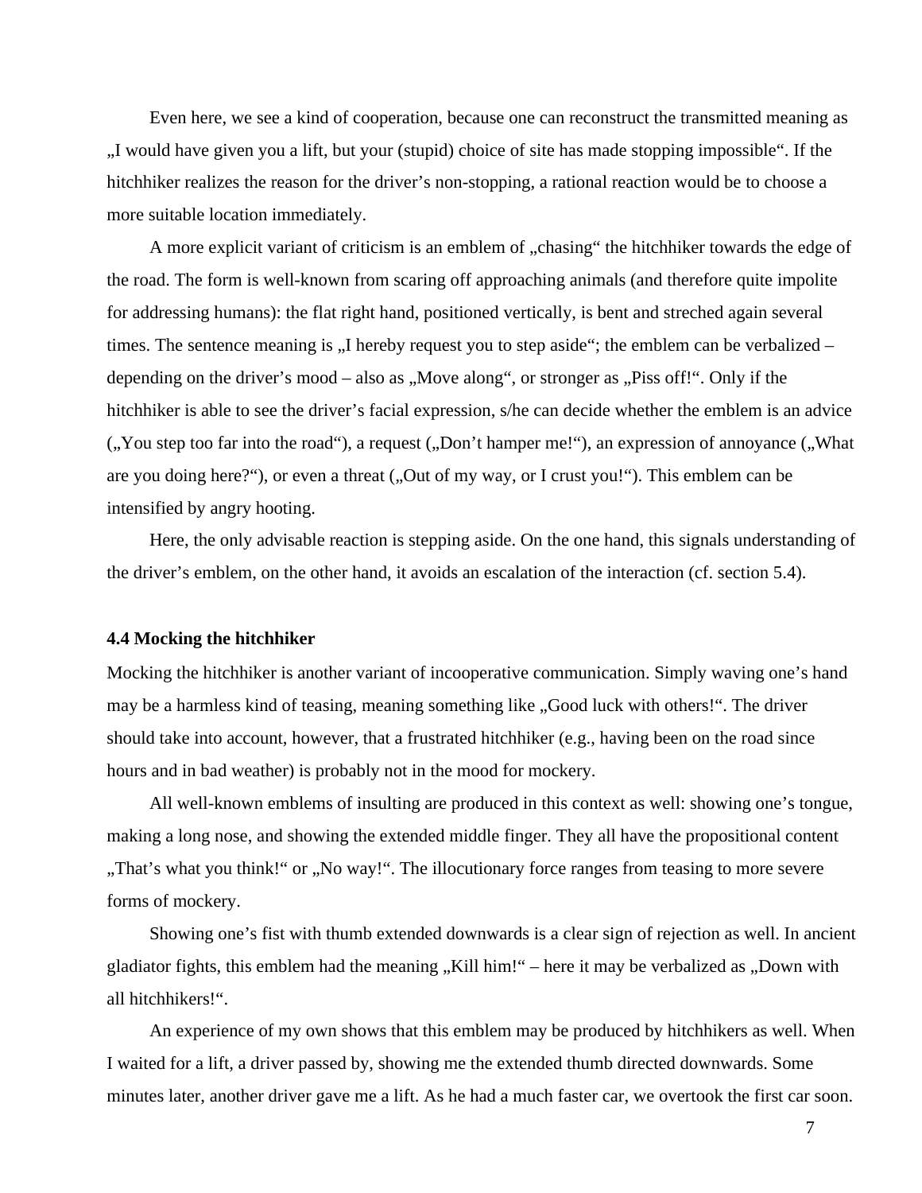Even here, we see a kind of cooperation, because one can reconstruct the transmitted meaning as „I would have given you a lift, but your (stupid) choice of site has made stopping impossible". If the hitchhiker realizes the reason for the driver's non-stopping, a rational reaction would be to choose a more suitable location immediately.

A more explicit variant of criticism is an emblem of „chasing" the hitchhiker towards the edge of the road. The form is well-known from scaring off approaching animals (and therefore quite impolite for addressing humans): the flat right hand, positioned vertically, is bent and streched again several times. The sentence meaning is „I hereby request you to step aside"; the emblem can be verbalized – depending on the driver's mood – also as „Move along", or stronger as „Piss off!". Only if the hitchhiker is able to see the driver's facial expression, s/he can decide whether the emblem is an advice („You step too far into the road"), a request („Don't hamper me!"), an expression of annoyance („What are you doing here?"), or even a threat („Out of my way, or I crust you!"). This emblem can be intensified by angry hooting.

Here, the only advisable reaction is stepping aside. On the one hand, this signals understanding of the driver's emblem, on the other hand, it avoids an escalation of the interaction (cf. section 5.4).

### 4.4 Mocking the hitchhiker

Mocking the hitchhiker is another variant of incooperative communication. Simply waving one's hand may be a harmless kind of teasing, meaning something like „Good luck with others!". The driver should take into account, however, that a frustrated hitchhiker (e.g., having been on the road since hours and in bad weather) is probably not in the mood for mockery.

All well-known emblems of insulting are produced in this context as well: showing one's tongue, making a long nose, and showing the extended middle finger. They all have the propositional content „That's what you think!" or „No way!". The illocutionary force ranges from teasing to more severe forms of mockery.

Showing one's fist with thumb extended downwards is a clear sign of rejection as well. In ancient gladiator fights, this emblem had the meaning „Kill him!" – here it may be verbalized as „Down with all hitchhikers!".

An experience of my own shows that this emblem may be produced by hitchhikers as well. When I waited for a lift, a driver passed by, showing me the extended thumb directed downwards. Some minutes later, another driver gave me a lift. As he had a much faster car, we overtook the first car soon.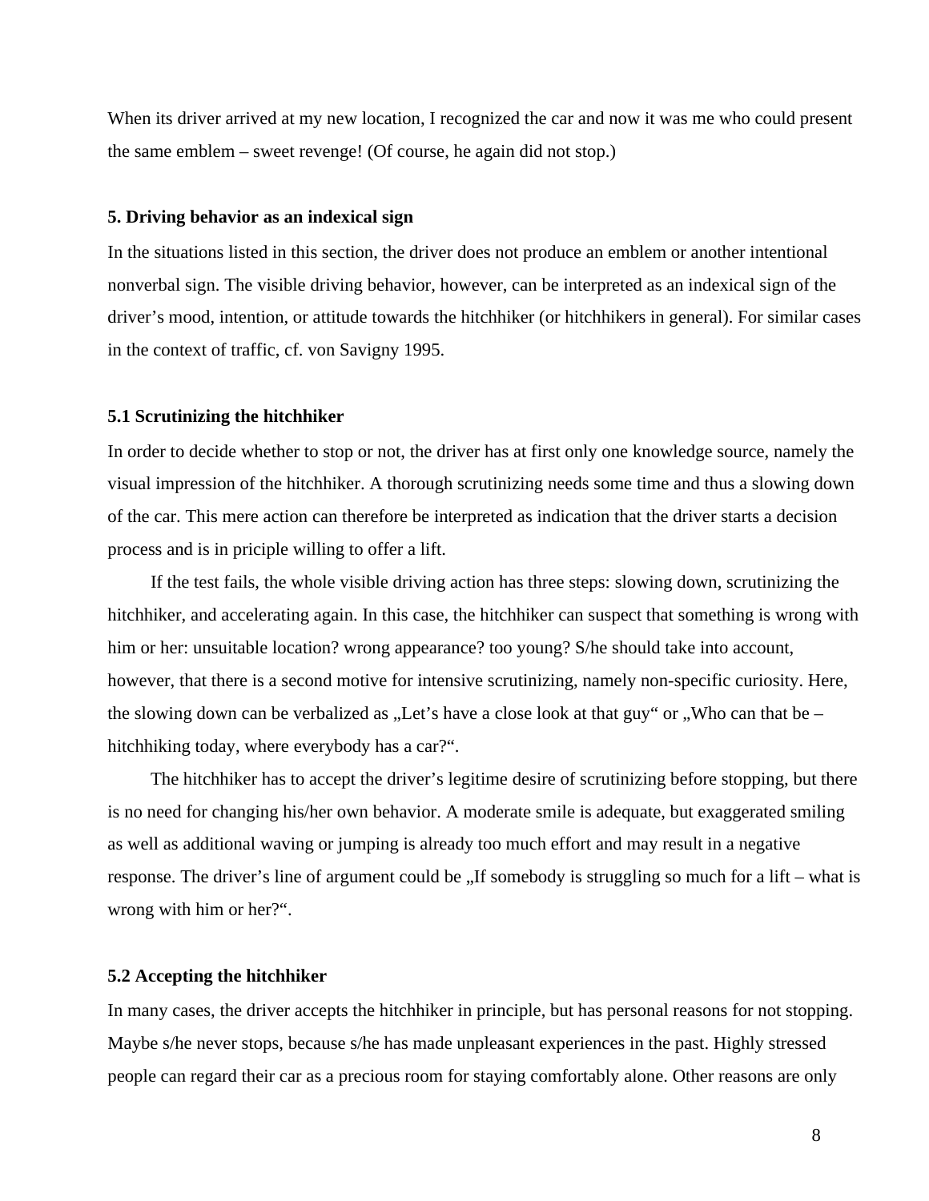When its driver arrived at my new location, I recognized the car and now it was me who could present the same emblem – sweet revenge! (Of course, he again did not stop.)

## 5. Driving behavior as an indexical sign

In the situations listed in this section, the driver does not produce an emblem or another intentional nonverbal sign. The visible driving behavior, however, can be interpreted as an indexical sign of the driver's mood, intention, or attitude towards the hitchhiker (or hitchhikers in general). For similar cases in the context of traffic, cf. von Savigny 1995.

### 5.1 Scrutinizing the hitchhiker

In order to decide whether to stop or not, the driver has at first only one knowledge source, namely the visual impression of the hitchhiker. A thorough scrutinizing needs some time and thus a slowing down of the car. This mere action can therefore be interpreted as indication that the driver starts a decision process and is in priciple willing to offer a lift.

If the test fails, the whole visible driving action has three steps: slowing down, scrutinizing the hitchhiker, and accelerating again. In this case, the hitchhiker can suspect that something is wrong with him or her: unsuitable location? wrong appearance? too young? S/he should take into account, however, that there is a second motive for intensive scrutinizing, namely non-specific curiosity. Here, the slowing down can be verbalized as „Let's have a close look at that guy" or „Who can that be – hitchhiking today, where everybody has a car?".

The hitchhiker has to accept the driver's legitime desire of scrutinizing before stopping, but there is no need for changing his/her own behavior. A moderate smile is adequate, but exaggerated smiling as well as additional waving or jumping is already too much effort and may result in a negative response. The driver's line of argument could be „If somebody is struggling so much for a lift – what is wrong with him or her?".

### 5.2 Accepting the hitchhiker

In many cases, the driver accepts the hitchhiker in principle, but has personal reasons for not stopping. Maybe s/he never stops, because s/he has made unpleasant experiences in the past. Highly stressed people can regard their car as a precious room for staying comfortably alone. Other reasons are only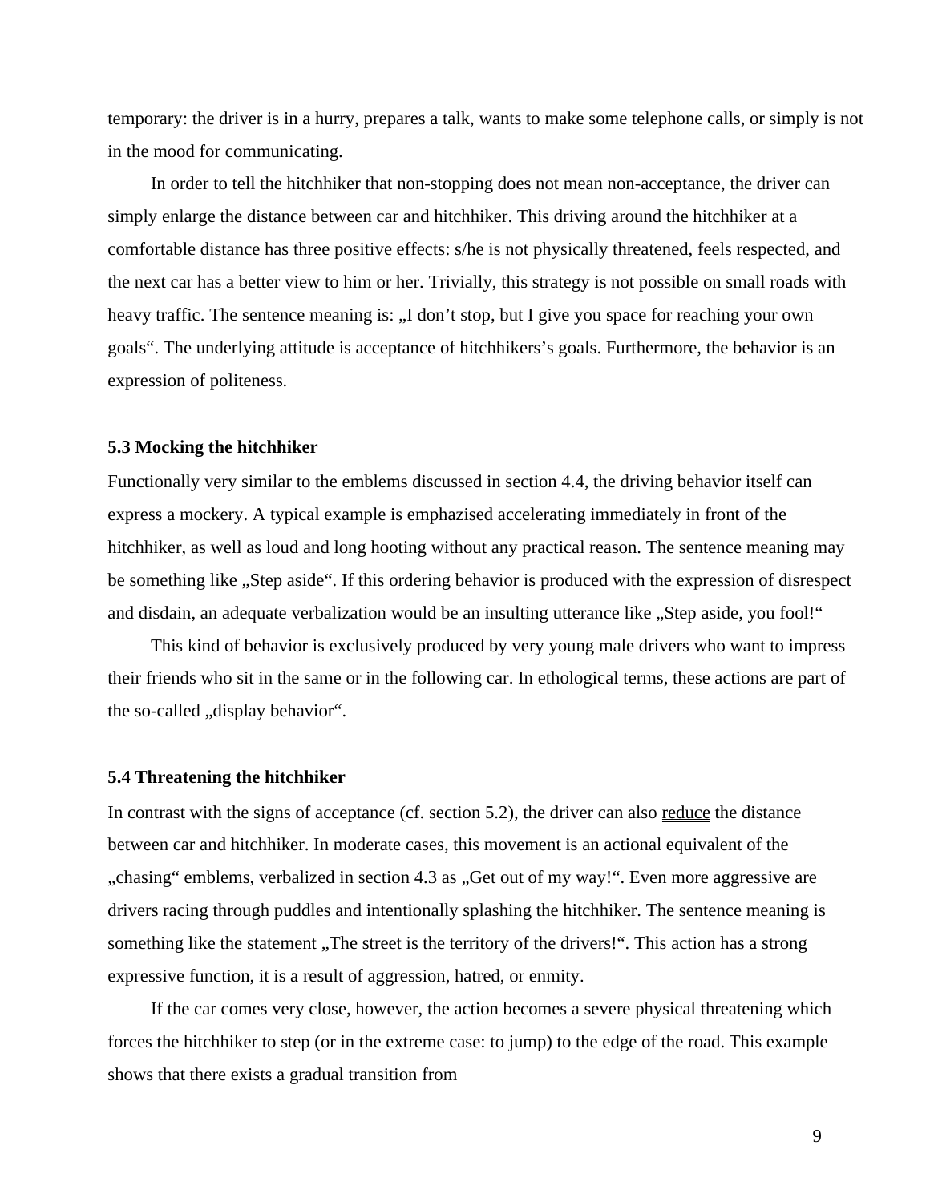temporary: the driver is in a hurry, prepares a talk, wants to make some telephone calls, or simply is not in the mood for communicating.

In order to tell the hitchhiker that non-stopping does not mean non-acceptance, the driver can simply enlarge the distance between car and hitchhiker. This driving around the hitchhiker at a comfortable distance has three positive effects: s/he is not physically threatened, feels respected, and the next car has a better view to him or her. Trivially, this strategy is not possible on small roads with heavy traffic. The sentence meaning is: „I don't stop, but I give you space for reaching your own goals". The underlying attitude is acceptance of hitchhikers's goals. Furthermore, the behavior is an expression of politeness.

### 5.3 Mocking the hitchhiker

Functionally very similar to the emblems discussed in section 4.4, the driving behavior itself can express a mockery. A typical example is emphasized accelerating immediately in front of the hitchhiker, as well as loud and long hooting without any practical reason. The sentence meaning may be something like „Step aside". If this ordering behavior is produced with the expression of disrespect and disdain, an adequate verbalization would be an insulting utterance like „Step aside, you fool!"

This kind of behavior is exclusively produced by very young male drivers who want to impress their friends who sit in the same or in the following car. In ethological terms, these actions are part of the so-called „display behavior".

### 5.4 Threatening the hitchhiker

In contrast with the signs of acceptance (cf. section 5.2), the driver can also reduce the distance between car and hitchhiker. In moderate cases, this movement is an actional equivalent of the „chasing" emblems, verbalized in section 4.3 as „Get out of my way!". Even more aggressive are drivers racing through puddles and intentionally splashing the hitchhiker. The sentence meaning is something like the statement „The street is the territory of the drivers!". This action has a strong expressive function, it is a result of aggression, hatred, or enmity.

If the car comes very close, however, the action becomes a severe physical threatening which forces the hitchhiker to step (or in the extreme case: to jump) to the edge of the road. This example shows that there exists a gradual transition from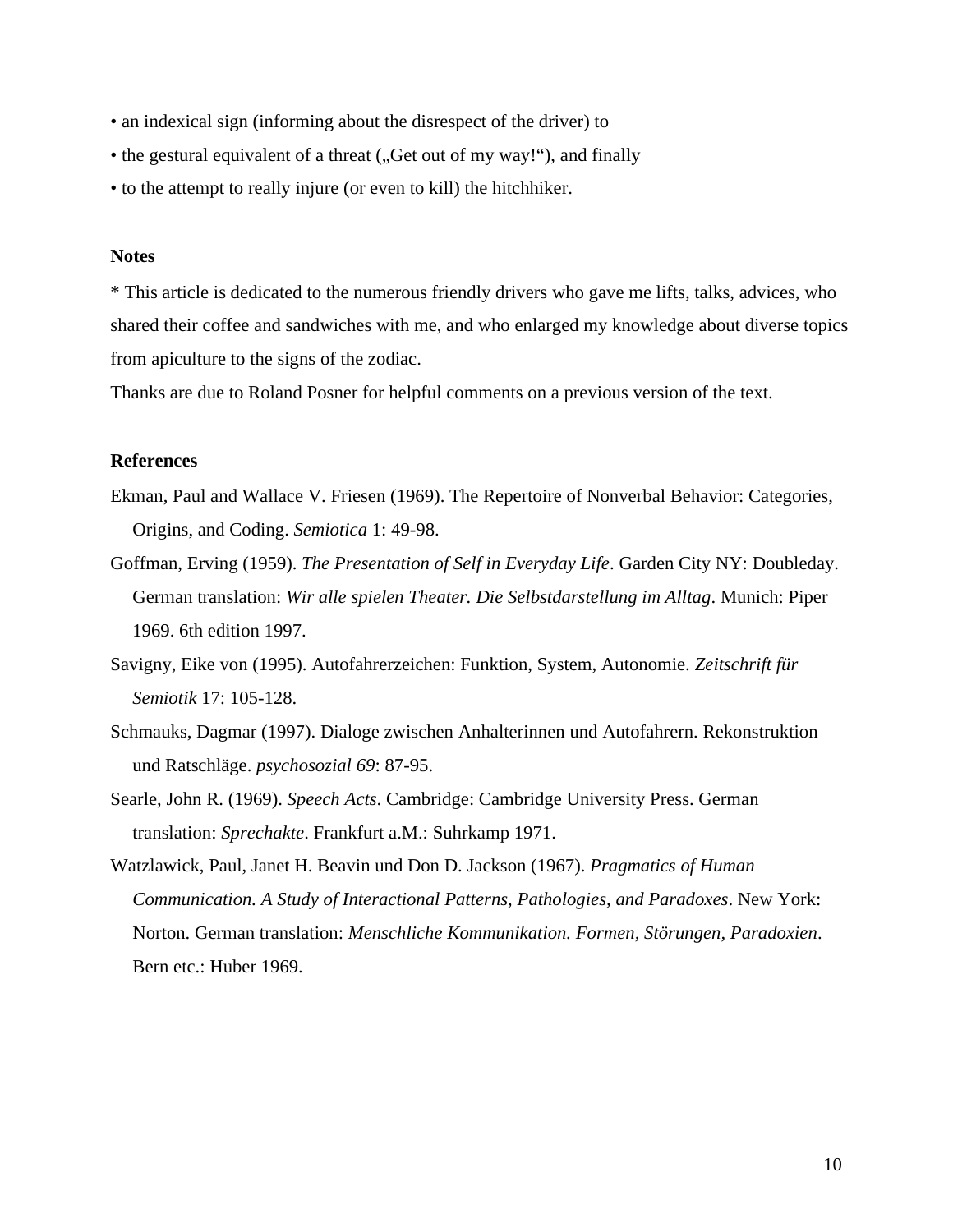• an indexical sign (informing about the disrespect of the driver) to
• the gestural equivalent of a threat („Get out of my way!“), and finally
• to the attempt to really injure (or even to kill) the hitchhiker.

**Notes**

* This article is dedicated to the numerous friendly drivers who gave me lifts, talks, advices, who shared their coffee and sandwiches with me, and who enlarged my knowledge about diverse topics from apiculture to the signs of the zodiac.

Thanks are due to Roland Posner for helpful comments on a previous version of the text.

**References**

Ekman, Paul and Wallace V. Friesen (1969). The Repertoire of Nonverbal Behavior: Categories, Origins, and Coding. *Semiotica* 1: 49-98.

Goffman, Erving (1959). *The Presentation of Self in Everyday Life*. Garden City NY: Doubleday. German translation: *Wir alle spielen Theater. Die Selbstdarstellung im Alltag*. Munich: Piper 1969. 6th edition 1997.

Savigny, Eike von (1995). Autofahrerzeichen: Funktion, System, Autonomie. *Zeitschrift für Semiotik* 17: 105-128.

Schmauks, Dagmar (1997). Dialoge zwischen Anhalterinnen und Autofahrern. Rekonstruktion und Ratschläge. *psychosozial 69*: 87-95.

Searle, John R. (1969). *Speech Acts*. Cambridge: Cambridge University Press. German translation: *Sprechakte*. Frankfurt a.M.: Suhrkamp 1971.

Watzlawick, Paul, Janet H. Beavin und Don D. Jackson (1967). *Pragmatics of Human Communication. A Study of Interactional Patterns, Pathologies, and Paradoxes*. New York: Norton. German translation: *Menschliche Kommunikation. Formen, Störungen, Paradoxien*. Bern etc.: Huber 1969.